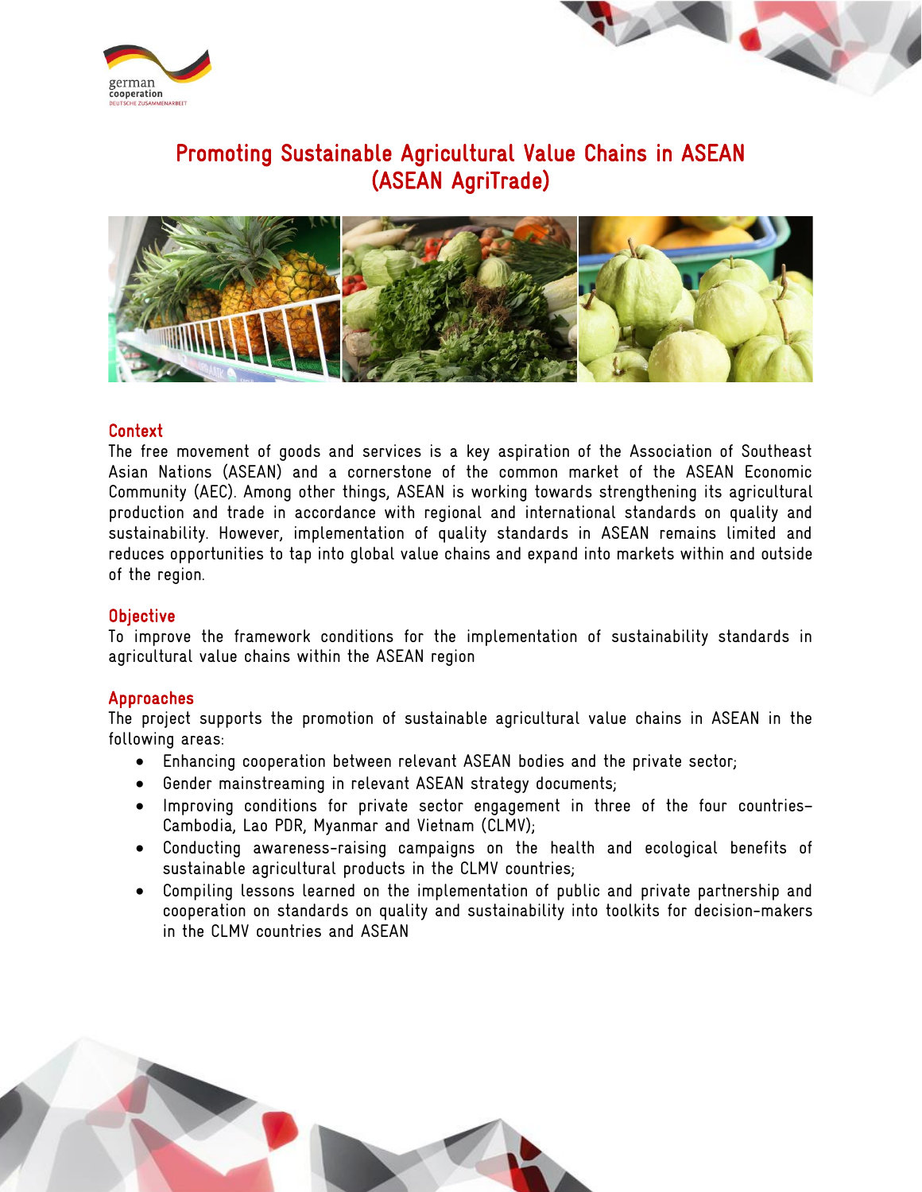# Promoting Sustainable Agricultural Value Chains in ASEAN (ASEAN AgriTrade)

## Context

The free movement of goods and services is a key aspiration of the Association of Southeast Asian Nations (ASEAN) and a cornerstone of the common market of the ASEAN Economic Community (AEC). Among other things, ASEAN is working towards strengthening its agricultural production and trade in accordance with regional and international standards on quality and sustainability. However, implementation of quality standards in ASEAN remains limited and reduces opportunities to tap into global value chains and expand into markets within and outside of the region.

## Objective

To improve the framework conditions for the implementation of sustainability standards in agricultural value chains within the ASEAN region

## Approaches

The project supports the promotion of sustainable agricultural value chains in ASEAN in the following areas:

- Enhancing cooperation between relevant ASEAN bodies and the private sector;
- Gender mainstreaming in relevant ASEAN strategy documents;
- Improving conditions for private sector engagement in three of the four countries– Cambodia, Lao PDR, Myanmar and Vietnam (CLMV);
- Conducting awareness-raising campaigns on the health and ecological benefits of sustainable agricultural products in the CLMV countries;
- Compiling lessons learned on the implementation of public and private partnership and cooperation on standards on quality and sustainability into toolkits for decision-makers in the CLMV countries and ASEAN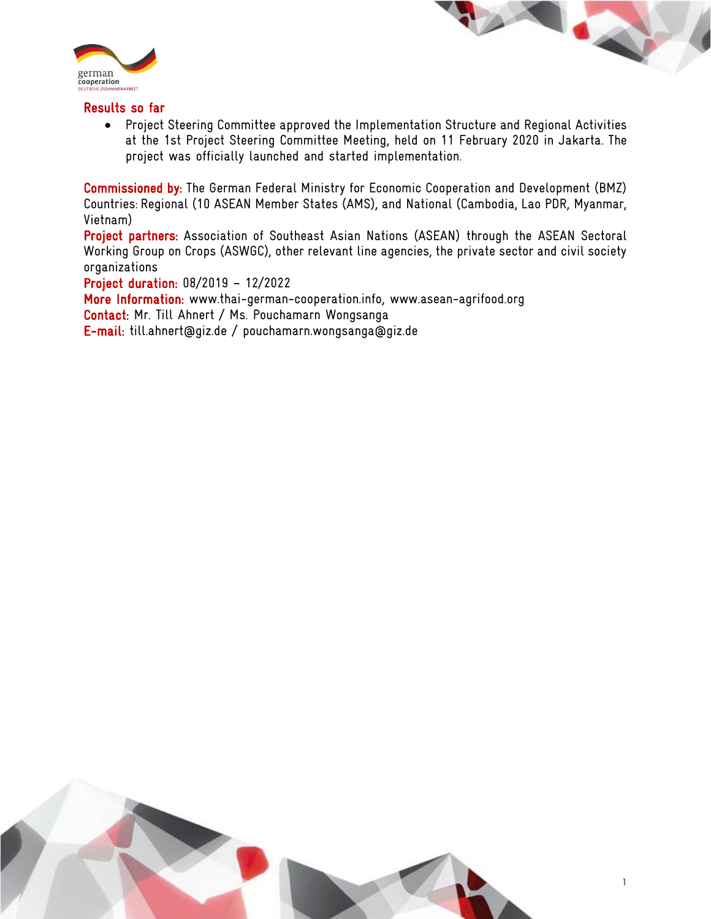### Results so far

- Project Steering Committee approved the Implementation Structure and Regional Activities at the 1st Project Steering Committee Meeting, held on 11 February 2020 in Jakarta. The project was officially launched and started implementation.

**Commissioned by:** The German Federal Ministry for Economic Cooperation and Development (BMZ)
Countries: Regional (10 ASEAN Member States (AMS), and National (Cambodia, Lao PDR, Myanmar, Vietnam)
**Project partners:** Association of Southeast Asian Nations (ASEAN) through the ASEAN Sectoral Working Group on Crops (ASWGC), other relevant line agencies, the private sector and civil society organizations
**Project duration:** 08/2019 – 12/2022
**More Information:** www.thai-german-cooperation.info, www.asean-agrifood.org
**Contact:** Mr. Till Ahnert / Ms. Pouchamarn Wongsanga
**E-mail:** till.ahnert@giz.de / pouchamarn.wongsanga@giz.de